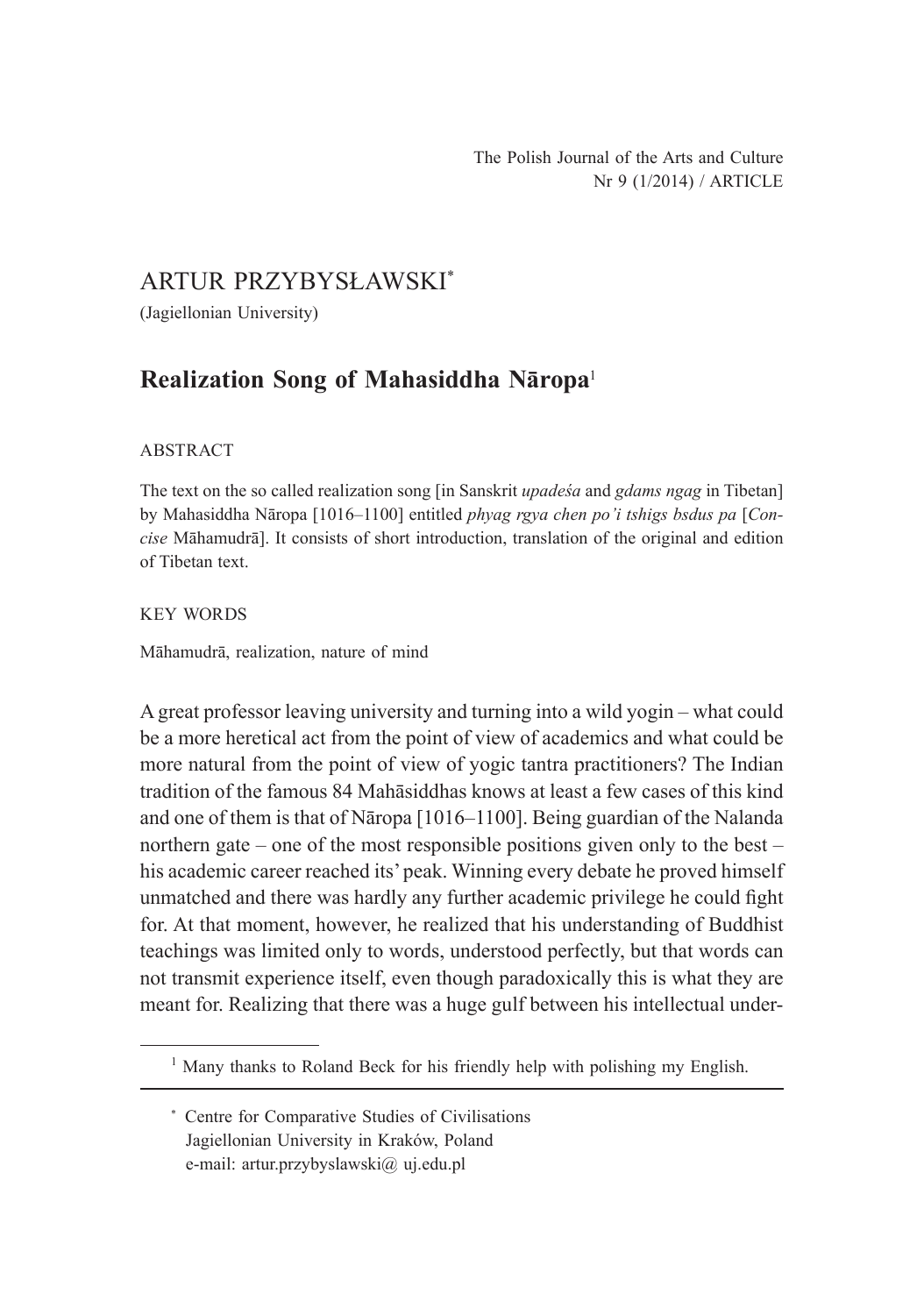ARTUR PRZYBYSŁAWSKI[*]

(Jagiellonian University)

# Realization Song of Mahasiddha Nāropa[1]

ABSTRACT

The text on the so called realization song [in Sanskrit *upadeśa* and *gdams ngag* in Tibetan] by Mahasiddha Nāropa [1016–1100] entitled *phyag rgya chen po'i tshigs bsdus pa* [*Concise* Māhamudrā]. It consists of short introduction, translation of the original and edition of Tibetan text.

KEY WORDS

Māhamudrā, realization, nature of mind

A great professor leaving university and turning into a wild yogin – what could be a more heretical act from the point of view of academics and what could be more natural from the point of view of yogic tantra practitioners? The Indian tradition of the famous 84 Mahāsiddhas knows at least a few cases of this kind and one of them is that of Nāropa [1016–1100]. Being guardian of the Nalanda northern gate – one of the most responsible positions given only to the best – his academic career reached its' peak. Winning every debate he proved himself unmatched and there was hardly any further academic privilege he could fight for. At that moment, however, he realized that his understanding of Buddhist teachings was limited only to words, understood perfectly, but that words can not transmit experience itself, even though paradoxically this is what they are meant for. Realizing that there was a huge gulf between his intellectual under-

[1] Many thanks to Roland Beck for his friendly help with polishing my English.

[*] Centre for Comparative Studies of Civilisations
Jagiellonian University in Kraków, Poland
e-mail: artur.przybyslawski@ uj.edu.pl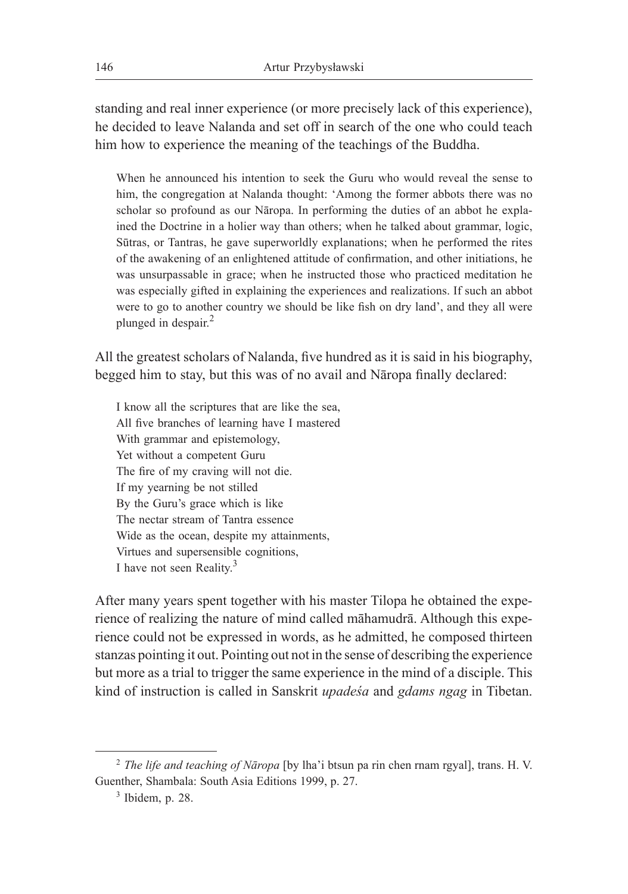standing and real inner experience (or more precisely lack of this experience), he decided to leave Nalanda and set off in search of the one who could teach him how to experience the meaning of the teachings of the Buddha.

> When he announced his intention to seek the Guru who would reveal the sense to him, the congregation at Nalanda thought: 'Among the former abbots there was no scholar so profound as our Nāropa. In performing the duties of an abbot he explained the Doctrine in a holier way than others; when he talked about grammar, logic, Sūtras, or Tantras, he gave superworldly explanations; when he performed the rites of the awakening of an enlightened attitude of confirmation, and other initiations, he was unsurpassable in grace; when he instructed those who practiced meditation he was especially gifted in explaining the experiences and realizations. If such an abbot were to go to another country we should be like fish on dry land', and they all were plunged in despair.[2]

All the greatest scholars of Nalanda, five hundred as it is said in his biography, begged him to stay, but this was of no avail and Nāropa finally declared:

> I know all the scriptures that are like the sea,  
> All five branches of learning have I mastered  
> With grammar and epistemology,  
> Yet without a competent Guru  
> The fire of my craving will not die.  
> If my yearning be not stilled  
> By the Guru's grace which is like  
> The nectar stream of Tantra essence  
> Wide as the ocean, despite my attainments,  
> Virtues and supersensible cognitions,  
> I have not seen Reality.[3]

After many years spent together with his master Tilopa he obtained the experience of realizing the nature of mind called māhamudrā. Although this experience could not be expressed in words, as he admitted, he composed thirteen stanzas pointing it out. Pointing out not in the sense of describing the experience but more as a trial to trigger the same experience in the mind of a disciple. This kind of instruction is called in Sanskrit *upadeśa* and *gdams ngag* in Tibetan.

---

[2] *The life and teaching of Nāropa* [by lha'i btsun pa rin chen rnam rgyal], trans. H. V. Guenther, Shambala: South Asia Editions 1999, p. 27.

[3] Ibidem, p. 28.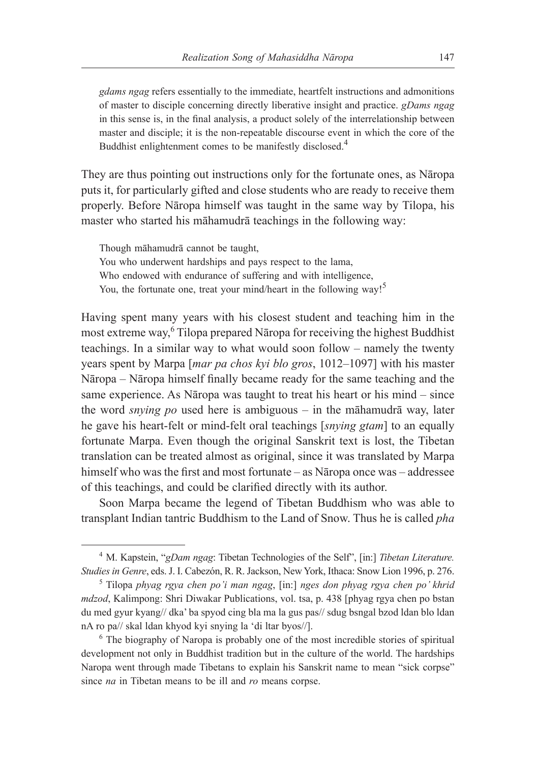*gdams ngag* refers essentially to the immediate, heartfelt instructions and admonitions of master to disciple concerning directly liberative insight and practice. *gDams ngag* in this sense is, in the final analysis, a product solely of the interrelationship between master and disciple; it is the non-repeatable discourse event in which the core of the Buddhist enlightenment comes to be manifestly disclosed.[4]

They are thus pointing out instructions only for the fortunate ones, as Nāropa puts it, for particularly gifted and close students who are ready to receive them properly. Before Nāropa himself was taught in the same way by Tilopa, his master who started his māhamudrā teachings in the following way:

> Though māhamudrā cannot be taught,
> You who underwent hardships and pays respect to the lama,
> Who endowed with endurance of suffering and with intelligence,
> You, the fortunate one, treat your mind/heart in the following way![5]

Having spent many years with his closest student and teaching him in the most extreme way,[6] Tilopa prepared Nāropa for receiving the highest Buddhist teachings. In a similar way to what would soon follow – namely the twenty years spent by Marpa [*mar pa chos kyi blo gros*, 1012–1097] with his master Nāropa – Nāropa himself finally became ready for the same teaching and the same experience. As Nāropa was taught to treat his heart or his mind – since the word *snying po* used here is ambiguous – in the māhamudrā way, later he gave his heart-felt or mind-felt oral teachings [*snying gtam*] to an equally fortunate Marpa. Even though the original Sanskrit text is lost, the Tibetan translation can be treated almost as original, since it was translated by Marpa himself who was the first and most fortunate – as Nāropa once was – addressee of this teachings, and could be clarified directly with its author.

Soon Marpa became the legend of Tibetan Buddhism who was able to transplant Indian tantric Buddhism to the Land of Snow. Thus he is called *pha*

---

[4] M. Kapstein, "*gDam ngag*: Tibetan Technologies of the Self", [in:] *Tibetan Literature. Studies in Genre*, eds. J. I. Cabezón, R. R. Jackson, New York, Ithaca: Snow Lion 1996, p. 276.

[5] Tilopa *phyag rgya chen po'i man ngag*, [in:] *nges don phyag rgya chen po' khrid mdzod*, Kalimpong: Shri Diwakar Publications, vol. tsa, p. 438 [phyag rgya chen po bstan du med gyur kyang// dka' ba spyod cing bla ma la gus pas// sdug bsngal bzod ldan blo ldan nA ro pa// skal ldan khyod kyi snying la 'di ltar byos//].

[6] The biography of Naropa is probably one of the most incredible stories of spiritual development not only in Buddhist tradition but in the culture of the world. The hardships Naropa went through made Tibetans to explain his Sanskrit name to mean "sick corpse" since *na* in Tibetan means to be ill and *ro* means corpse.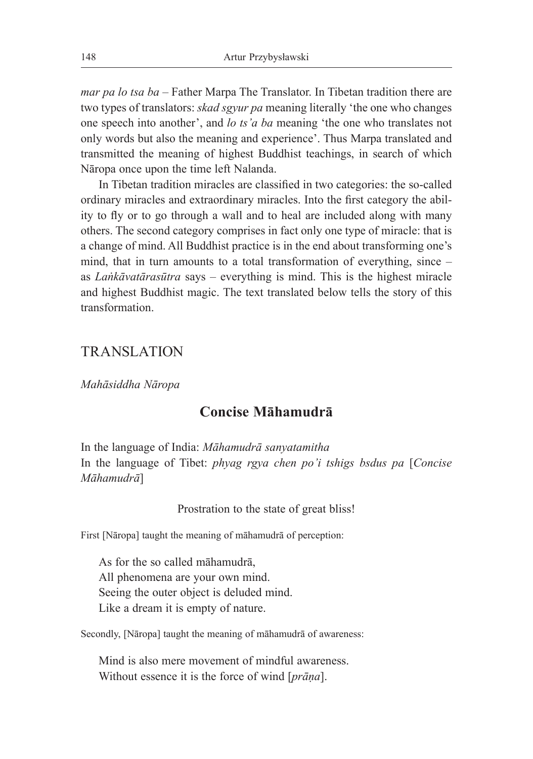*mar pa lo tsa ba* – Father Marpa The Translator. In Tibetan tradition there are two types of translators: *skad sgyur pa* meaning literally 'the one who changes one speech into another', and *lo ts'a ba* meaning 'the one who translates not only words but also the meaning and experience'. Thus Marpa translated and transmitted the meaning of highest Buddhist teachings, in search of which Nāropa once upon the time left Nalanda.

In Tibetan tradition miracles are classified in two categories: the so-called ordinary miracles and extraordinary miracles. Into the first category the ability to fly or to go through a wall and to heal are included along with many others. The second category comprises in fact only one type of miracle: that is a change of mind. All Buddhist practice is in the end about transforming one's mind, that in turn amounts to a total transformation of everything, since – as *Laṅkāvatārasūtra* says – everything is mind. This is the highest miracle and highest Buddhist magic. The text translated below tells the story of this transformation.

## TRANSLATION

*Mahāsiddha Nāropa*

### Concise Māhamudrā

In the language of India: *Māhamudrā sanyatamitha*
In the language of Tibet: *phyag rgya chen po'i tshigs bsdus pa* [*Concise Māhamudrā*]

Prostration to the state of great bliss!

First [Nāropa] taught the meaning of māhamudrā of perception:

As for the so called māhamudrā,
All phenomena are your own mind.
Seeing the outer object is deluded mind.
Like a dream it is empty of nature.

Secondly, [Nāropa] taught the meaning of māhamudrā of awareness:

Mind is also mere movement of mindful awareness.
Without essence it is the force of wind [*prāṇa*].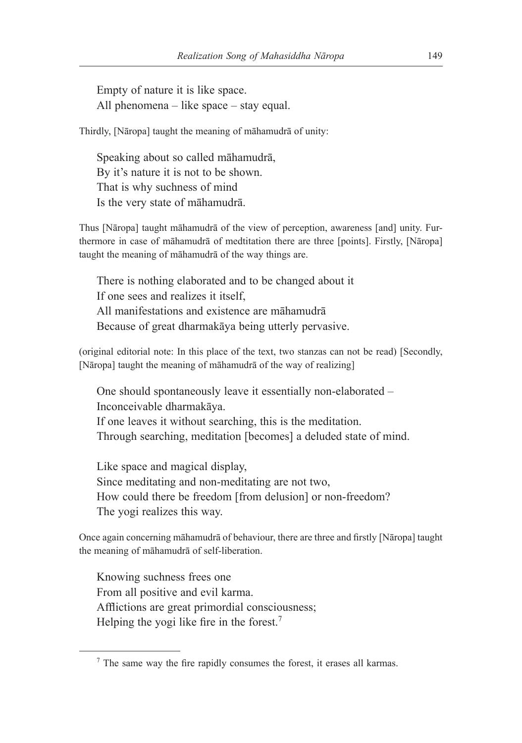Empty of nature it is like space.  
All phenomena – like space – stay equal.

Thirdly, [Nāropa] taught the meaning of māhamudrā of unity:

Speaking about so called māhamudrā,  
By it's nature it is not to be shown.  
That is why suchness of mind  
Is the very state of māhamudrā.

Thus [Nāropa] taught māhamudrā of the view of perception, awareness [and] unity. Furthermore in case of māhamudrā of medtitation there are three [points]. Firstly, [Nāropa] taught the meaning of māhamudrā of the way things are.

There is nothing elaborated and to be changed about it  
If one sees and realizes it itself,  
All manifestations and existence are māhamudrā  
Because of great dharmakāya being utterly pervasive.

(original editorial note: In this place of the text, two stanzas can not be read) [Secondly, [Nāropa] taught the meaning of māhamudrā of the way of realizing]

One should spontaneously leave it essentially non-elaborated –  
Inconceivable dharmakāya.  
If one leaves it without searching, this is the meditation.  
Through searching, meditation [becomes] a deluded state of mind.

Like space and magical display,  
Since meditating and non-meditating are not two,  
How could there be freedom [from delusion] or non-freedom?  
The yogi realizes this way.

Once again concerning māhamudrā of behaviour, there are three and firstly [Nāropa] taught the meaning of māhamudrā of self-liberation.

Knowing suchness frees one  
From all positive and evil karma.  
Afflictions are great primordial consciousness;  
Helping the yogi like fire in the forest.[7]

---

[7] The same way the fire rapidly consumes the forest, it erases all karmas.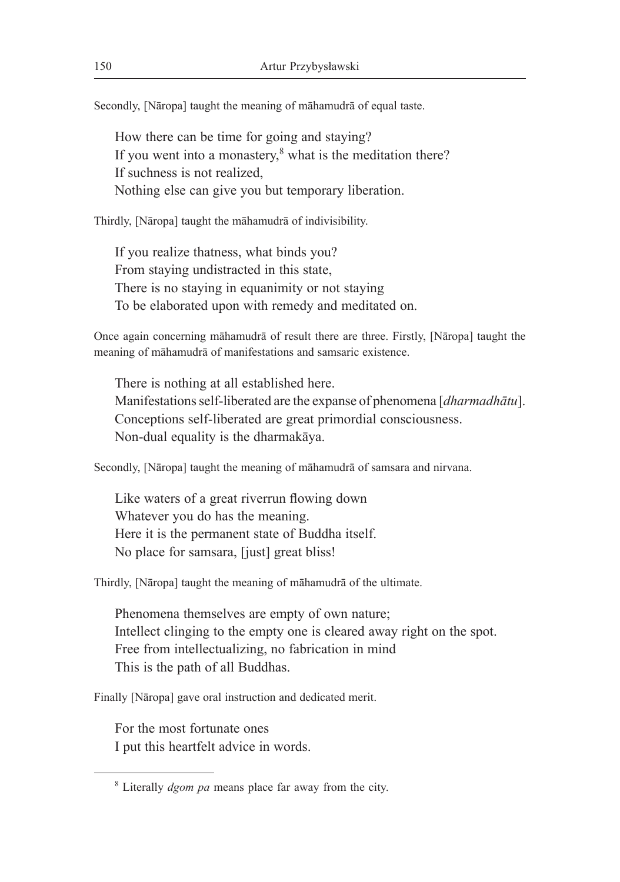Secondly, [Nāropa] taught the meaning of māhamudrā of equal taste.

> How there can be time for going and staying?  
> If you went into a monastery,[8] what is the meditation there?  
> If suchness is not realized,  
> Nothing else can give you but temporary liberation.

Thirdly, [Nāropa] taught the māhamudrā of indivisibility.

> If you realize thatness, what binds you?  
> From staying undistracted in this state,  
> There is no staying in equanimity or not staying  
> To be elaborated upon with remedy and meditated on.

Once again concerning māhamudrā of result there are three. Firstly, [Nāropa] taught the meaning of māhamudrā of manifestations and samsaric existence.

> There is nothing at all established here.  
> Manifestations self-liberated are the expanse of phenomena [*dharmadhātu*].  
> Conceptions self-liberated are great primordial consciousness.  
> Non-dual equality is the dharmakāya.

Secondly, [Nāropa] taught the meaning of māhamudrā of samsara and nirvana.

> Like waters of a great riverrun flowing down  
> Whatever you do has the meaning.  
> Here it is the permanent state of Buddha itself.  
> No place for samsara, [just] great bliss!

Thirdly, [Nāropa] taught the meaning of māhamudrā of the ultimate.

> Phenomena themselves are empty of own nature;  
> Intellect clinging to the empty one is cleared away right on the spot.  
> Free from intellectualizing, no fabrication in mind  
> This is the path of all Buddhas.

Finally [Nāropa] gave oral instruction and dedicated merit.

> For the most fortunate ones  
> I put this heartfelt advice in words.

---

[8] Literally *dgom pa* means place far away from the city.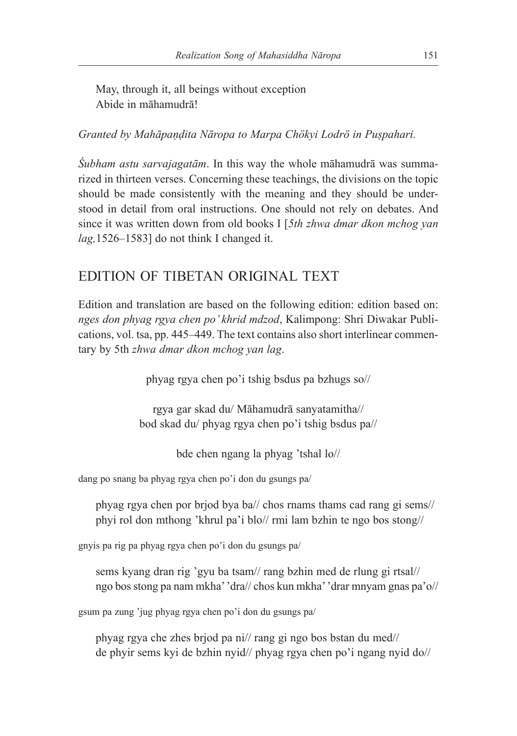May, through it, all beings without exception
Abide in māhamudrā!

*Granted by Mahāpaṇḍita Nāropa to Marpa Chökyi Lodrö in Puṣpahari.*

*Śubham astu sarvajagatām*. In this way the whole māhamudrā was summarized in thirteen verses. Concerning these teachings, the divisions on the topic should be made consistently with the meaning and they should be understood in detail from oral instructions. One should not rely on debates. And since it was written down from old books I [*5th zhwa dmar dkon mchog yan lag,*1526–1583] do not think I changed it.

## EDITION OF TIBETAN ORIGINAL TEXT

Edition and translation are based on the following edition: edition based on: *nges don phyag rgya chen po' khrid mdzod*, Kalimpong: Shri Diwakar Publications, vol. tsa, pp. 445–449. The text contains also short interlinear commentary by 5th *zhwa dmar dkon mchog yan lag*.

phyag rgya chen po'i tshig bsdus pa bzhugs so//

rgya gar skad du/ Māhamudrā sanyatamitha//
bod skad du/ phyag rgya chen po'i tshig bsdus pa//

bde chen ngang la phyag 'tshal lo//

dang po snang ba phyag rgya chen po'i don du gsungs pa/

phyag rgya chen por brjod bya ba// chos rnams thams cad rang gi sems//
phyi rol don mthong 'khrul pa'i blo// rmi lam bzhin te ngo bos stong//

gnyis pa rig pa phyag rgya chen po'i don du gsungs pa/

sems kyang dran rig 'gyu ba tsam// rang bzhin med de rlung gi rtsal//
ngo bos stong pa nam mkha' 'dra// chos kun mkha' 'drar mnyam gnas pa'o//

gsum pa zung 'jug phyag rgya chen po'i don du gsungs pa/

phyag rgya che zhes brjod pa ni// rang gi ngo bos bstan du med//
de phyir sems kyi de bzhin nyid// phyag rgya chen po'i ngang nyid do//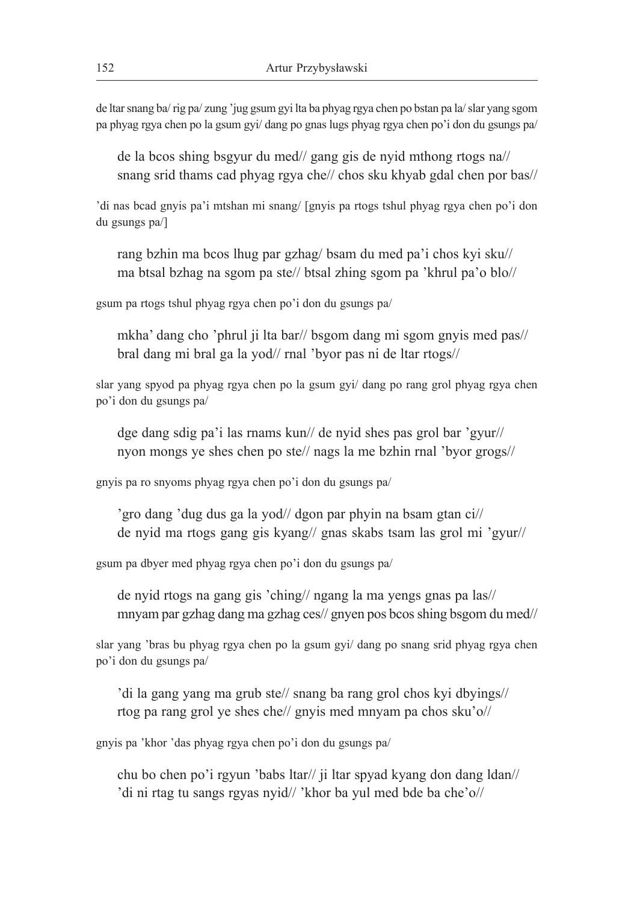de ltar snang ba/ rig pa/ zung 'jug gsum gyi lta ba phyag rgya chen po bstan pa la/ slar yang sgom pa phyag rgya chen po la gsum gyi/ dang po gnas lugs phyag rgya chen po'i don du gsungs pa/

> de la bcos shing bsgyur du med// gang gis de nyid mthong rtogs na//
> snang srid thams cad phyag rgya che// chos sku khyab gdal chen por bas//

'di nas bcad gnyis pa'i mtshan mi snang/ [gnyis pa rtogs tshul phyag rgya chen po'i don du gsungs pa/]

> rang bzhin ma bcos lhug par gzhag/ bsam du med pa'i chos kyi sku//
> ma btsal bzhag na sgom pa ste// btsal zhing sgom pa 'khrul pa'o blo//

gsum pa rtogs tshul phyag rgya chen po'i don du gsungs pa/

> mkha' dang cho 'phrul ji lta bar// bsgom dang mi sgom gnyis med pas//
> bral dang mi bral ga la yod// rnal 'byor pas ni de ltar rtogs//

slar yang spyod pa phyag rgya chen po la gsum gyi/ dang po rang grol phyag rgya chen po'i don du gsungs pa/

> dge dang sdig pa'i las rnams kun// de nyid shes pas grol bar 'gyur//
> nyon mongs ye shes chen po ste// nags la me bzhin rnal 'byor grogs//

gnyis pa ro snyoms phyag rgya chen po'i don du gsungs pa/

> 'gro dang 'dug dus ga la yod// dgon par phyin na bsam gtan ci//
> de nyid ma rtogs gang gis kyang// gnas skabs tsam las grol mi 'gyur//

gsum pa dbyer med phyag rgya chen po'i don du gsungs pa/

> de nyid rtogs na gang gis 'ching// ngang la ma yengs gnas pa las//
> mnyam par gzhag dang ma gzhag ces// gnyen pos bcos shing bsgom du med//

slar yang 'bras bu phyag rgya chen po la gsum gyi/ dang po snang srid phyag rgya chen po'i don du gsungs pa/

> 'di la gang yang ma grub ste// snang ba rang grol chos kyi dbyings//
> rtog pa rang grol ye shes che// gnyis med mnyam pa chos sku'o//

gnyis pa 'khor 'das phyag rgya chen po'i don du gsungs pa/

> chu bo chen po'i rgyun 'babs ltar// ji ltar spyad kyang don dang ldan//
> 'di ni rtag tu sangs rgyas nyid// 'khor ba yul med bde ba che'o//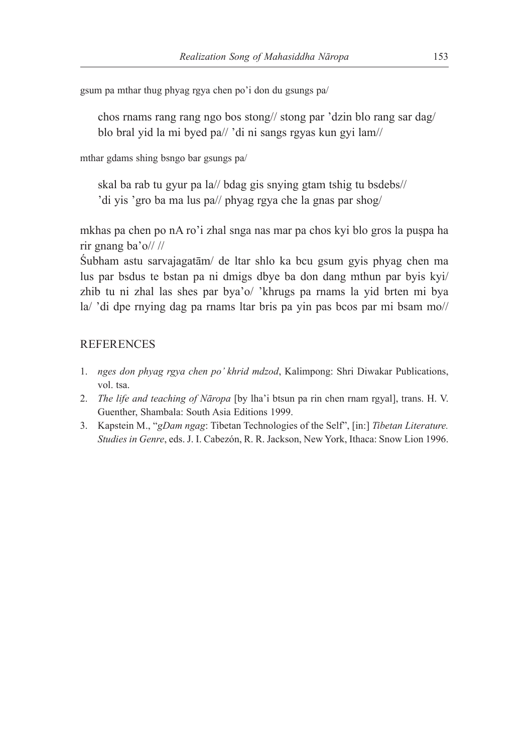gsum pa mthar thug phyag rgya chen po'i don du gsungs pa/

> chos rnams rang rang ngo bos stong// stong par 'dzin blo rang sar dag/
> blo bral yid la mi byed pa// 'di ni sangs rgyas kun gyi lam//

mthar gdams shing bsngo bar gsungs pa/

> skal ba rab tu gyur pa la// bdag gis snying gtam tshig tu bsdebs//
> 'di yis 'gro ba ma lus pa// phyag rgya che la gnas par shog/

mkhas pa chen po nA ro'i zhal snga nas mar pa chos kyi blo gros la puṣpa ha rir gnang ba'o// //

Śubham astu sarvajagatām/ de ltar shlo ka bcu gsum gyis phyag chen ma lus par bsdus te bstan pa ni dmigs dbye ba don dang mthun par byis kyi/ zhib tu ni zhal las shes par bya'o/ 'khrugs pa rnams la yid brten mi bya la/ 'di dpe rnying dag pa rnams ltar bris pa yin pas bcos par mi bsam mo//

## REFERENCES

1. *nges don phyag rgya chen po' khrid mdzod*, Kalimpong: Shri Diwakar Publications, vol. tsa.
2. *The life and teaching of Nāropa* [by lha'i btsun pa rin chen rnam rgyal], trans. H. V. Guenther, Shambala: South Asia Editions 1999.
3. Kapstein M., "*gDam ngag*: Tibetan Technologies of the Self", [in:] *Tibetan Literature. Studies in Genre*, eds. J. I. Cabezón, R. R. Jackson, New York, Ithaca: Snow Lion 1996.